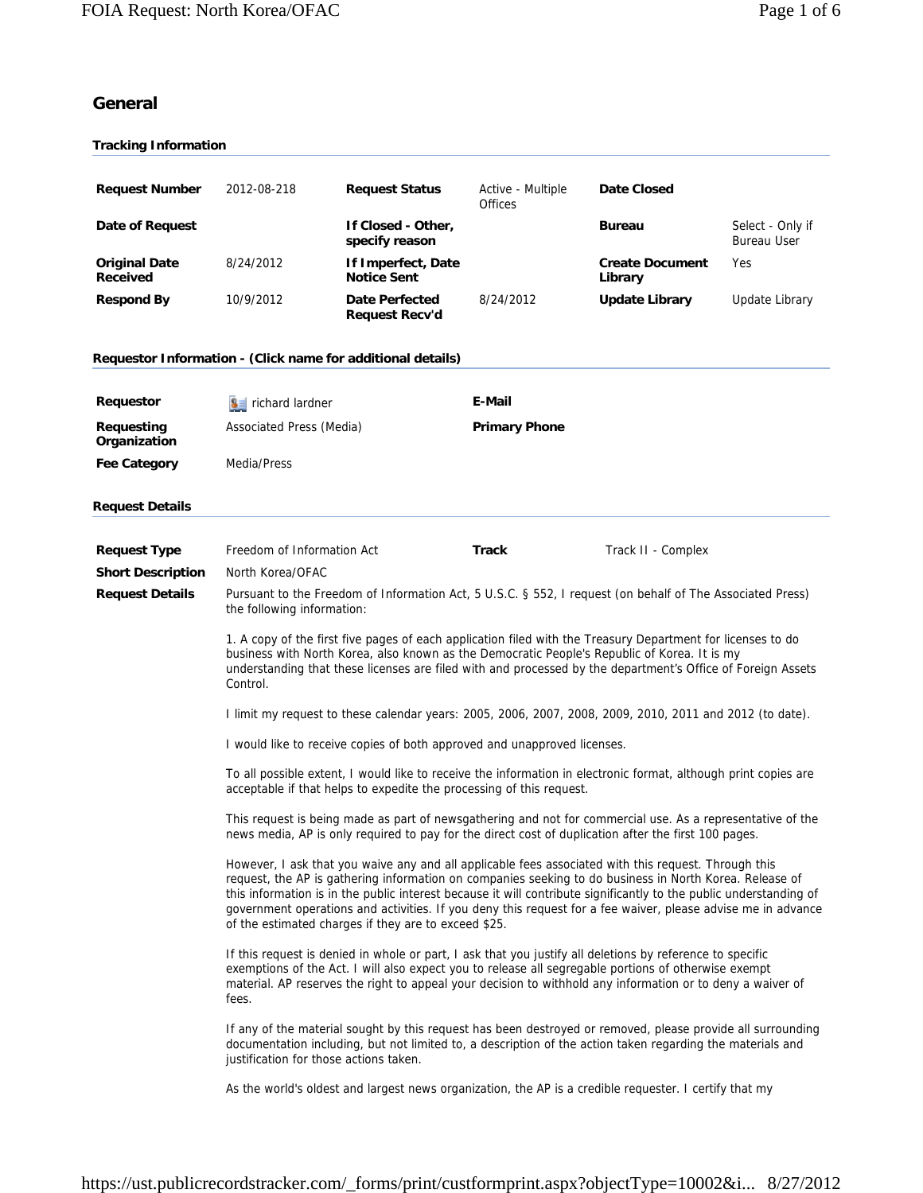# General

### Tracking Information

| Request Number | 2012-08-218 | Request Status | Active - Multiple Offices | Date Closed | |
|---|---|---|---|---|---|
| Date of Request | | If Closed - Other, specify reason | | Bureau | Select - Only if Bureau User |
| Original Date Received | 8/24/2012 | If Imperfect, Date Notice Sent | | Create Document Library | Yes |
| Respond By | 10/9/2012 | Date Perfected Request Recv'd | 8/24/2012 | Update Library | Update Library |

### Requestor Information - (Click name for additional details)

| Requestor | richard lardner | E-Mail | |
|---|---|---|---|
| Requesting Organization | Associated Press (Media) | Primary Phone | |
| Fee Category | Media/Press | | |

### Request Details

| Request Type | Freedom of Information Act | Track | Track II - Complex |
|---|---|---|---|
| Short Description | North Korea/OFAC | | |

**Request Details**

Pursuant to the Freedom of Information Act, 5 U.S.C. § 552, I request (on behalf of The Associated Press) the following information:

1. A copy of the first five pages of each application filed with the Treasury Department for licenses to do business with North Korea, also known as the Democratic People's Republic of Korea. It is my understanding that these licenses are filed with and processed by the department's Office of Foreign Assets Control.

I limit my request to these calendar years: 2005, 2006, 2007, 2008, 2009, 2010, 2011 and 2012 (to date).

I would like to receive copies of both approved and unapproved licenses.

To all possible extent, I would like to receive the information in electronic format, although print copies are acceptable if that helps to expedite the processing of this request.

This request is being made as part of newsgathering and not for commercial use. As a representative of the news media, AP is only required to pay for the direct cost of duplication after the first 100 pages.

However, I ask that you waive any and all applicable fees associated with this request. Through this request, the AP is gathering information on companies seeking to do business in North Korea. Release of this information is in the public interest because it will contribute significantly to the public understanding of government operations and activities. If you deny this request for a fee waiver, please advise me in advance of the estimated charges if they are to exceed $25.

If this request is denied in whole or part, I ask that you justify all deletions by reference to specific exemptions of the Act. I will also expect you to release all segregable portions of otherwise exempt material. AP reserves the right to appeal your decision to withhold any information or to deny a waiver of fees.

If any of the material sought by this request has been destroyed or removed, please provide all surrounding documentation including, but not limited to, a description of the action taken regarding the materials and justification for those actions taken.

As the world's oldest and largest news organization, the AP is a credible requester. I certify that my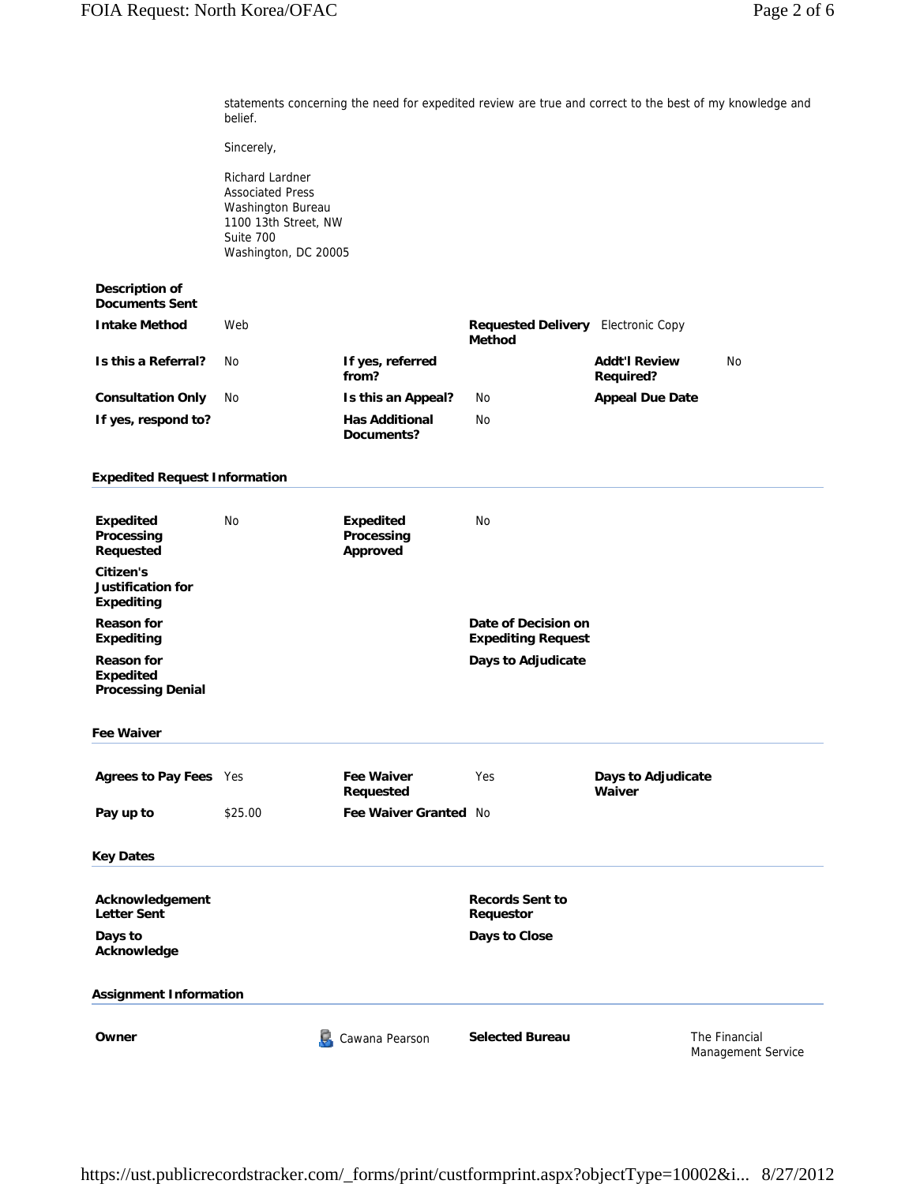statements concerning the need for expedited review are true and correct to the best of my knowledge and belief.

Sincerely,

Richard Lardner
Associated Press
Washington Bureau
1100 13th Street, NW
Suite 700
Washington, DC 20005

| | | | | | |
|---|---|---|---|---|---|
| **Description of Documents Sent** | | | | | |
| **Intake Method** | Web | | **Requested Delivery Method** | Electronic Copy | |
| **Is this a Referral?** | No | **If yes, referred from?** | | **Addt'l Review Required?** | No |
| **Consultation Only** | No | **Is this an Appeal?** | No | **Appeal Due Date** | |
| **If yes, respond to?** | | **Has Additional Documents?** | No | | |

## Expedited Request Information

| | | | |
|---|---|---|---|
| **Expedited Processing Requested** | No | **Expedited Processing Approved** | No |
| **Citizen's Justification for Expediting** | | | |
| **Reason for Expediting** | | **Date of Decision on Expediting Request** | |
| **Reason for Expedited Processing Denial** | | **Days to Adjudicate** | |

## Fee Waiver

| | | | | | |
|---|---|---|---|---|---|
| **Agrees to Pay Fees** | Yes | **Fee Waiver Requested** | Yes | **Days to Adjudicate Waiver** | |
| **Pay up to** | $25.00 | **Fee Waiver Granted** | No | | |

## Key Dates

| | | | |
|---|---|---|---|
| **Acknowledgement Letter Sent** | | **Records Sent to Requestor** | |
| **Days to Acknowledge** | | **Days to Close** | |

## Assignment Information

| | | | |
|---|---|---|---|
| **Owner** | Cawana Pearson | **Selected Bureau** | The Financial Management Service |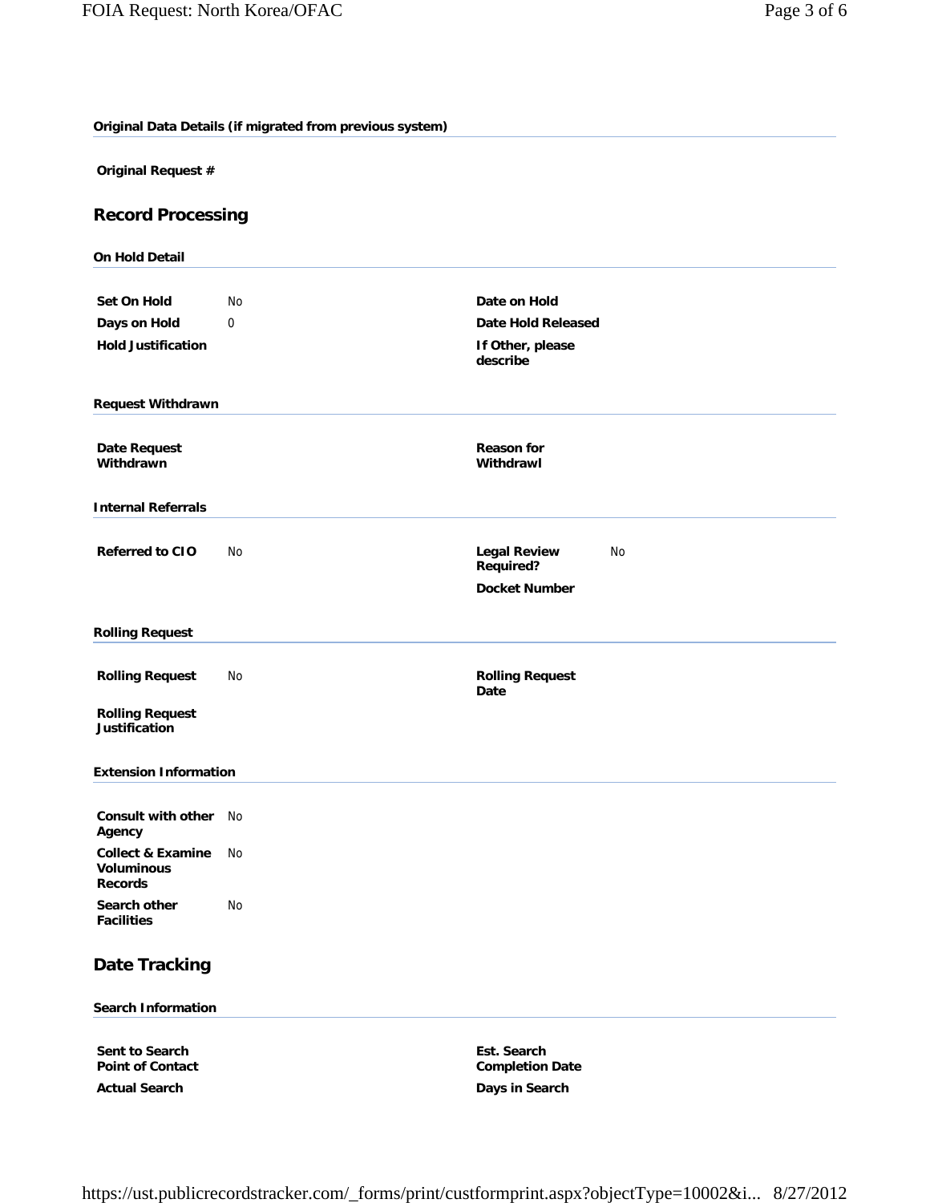**Original Data Details (if migrated from previous system)**

**Original Request #**

## Record Processing

**On Hold Detail**

| | | | |
|---|---|---|---|
| **Set On Hold** | No | **Date on Hold** | |
| **Days on Hold** | 0 | **Date Hold Released** | |
| **Hold Justification** | | **If Other, please describe** | |

**Request Withdrawn**

| | | | |
|---|---|---|---|
| **Date Request Withdrawn** | | **Reason for Withdrawl** | |

**Internal Referrals**

| | | | |
|---|---|---|---|
| **Referred to CIO** | No | **Legal Review Required?** | No |
| | | **Docket Number** | |

**Rolling Request**

| | | | |
|---|---|---|---|
| **Rolling Request** | No | **Rolling Request Date** | |
| **Rolling Request Justification** | | | |

**Extension Information**

| | |
|---|---|
| **Consult with other Agency** | No |
| **Collect & Examine Voluminous Records** | No |
| **Search other Facilities** | No |

## Date Tracking

**Search Information**

| | | | |
|---|---|---|---|
| **Sent to Search Point of Contact** | | **Est. Search Completion Date** | |
| **Actual Search** | | **Days in Search** | |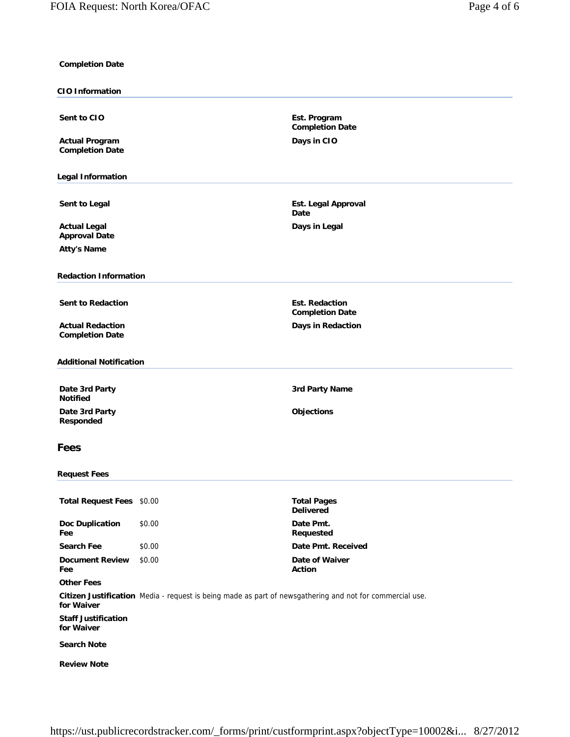**Completion Date**

#### CIO Information

| | | | |
|---|---|---|---|
| **Sent to CIO** | | **Est. Program Completion Date** | |
| **Actual Program Completion Date** | | **Days in CIO** | |

#### Legal Information

| | | | |
|---|---|---|---|
| **Sent to Legal** | | **Est. Legal Approval Date** | |
| **Actual Legal Approval Date** | | **Days in Legal** | |
| **Atty's Name** | | | |

#### Redaction Information

| | | | |
|---|---|---|---|
| **Sent to Redaction** | | **Est. Redaction Completion Date** | |
| **Actual Redaction Completion Date** | | **Days in Redaction** | |

#### Additional Notification

| | | | |
|---|---|---|---|
| **Date 3rd Party Notified** | | **3rd Party Name** | |
| **Date 3rd Party Responded** | | **Objections** | |

## Fees

#### Request Fees

| | | | |
|---|---|---|---|
| **Total Request Fees** | $0.00 | **Total Pages Delivered** | |
| **Doc Duplication Fee** | $0.00 | **Date Pmt. Requested** | |
| **Search Fee** | $0.00 | **Date Pmt. Received** | |
| **Document Review Fee** | $0.00 | **Date of Waiver Action** | |
| **Other Fees** | | | |

**Citizen Justification for Waiver** Media - request is being made as part of newsgathering and not for commercial use.

**Staff Justification for Waiver**

**Search Note**

**Review Note**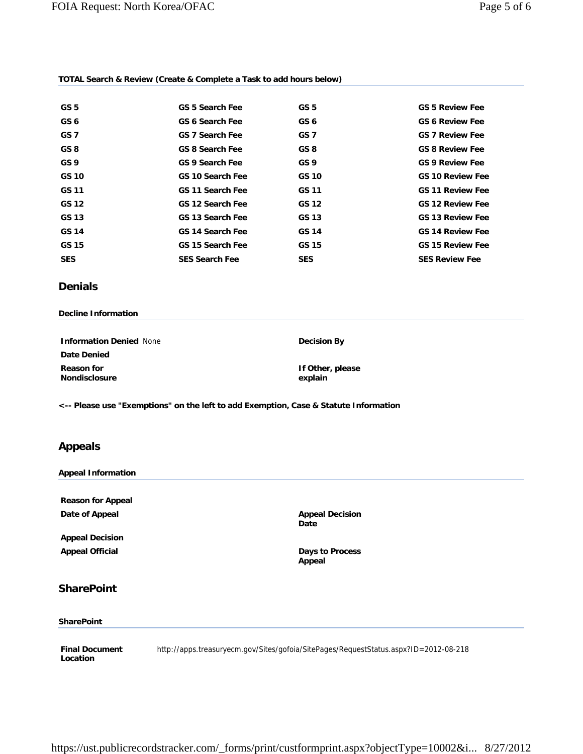**TOTAL Search & Review (Create & Complete a Task to add hours below)**

| | | | |
|---|---|---|---|
| **GS 5** | **GS 5 Search Fee** | **GS 5** | **GS 5 Review Fee** |
| **GS 6** | **GS 6 Search Fee** | **GS 6** | **GS 6 Review Fee** |
| **GS 7** | **GS 7 Search Fee** | **GS 7** | **GS 7 Review Fee** |
| **GS 8** | **GS 8 Search Fee** | **GS 8** | **GS 8 Review Fee** |
| **GS 9** | **GS 9 Search Fee** | **GS 9** | **GS 9 Review Fee** |
| **GS 10** | **GS 10 Search Fee** | **GS 10** | **GS 10 Review Fee** |
| **GS 11** | **GS 11 Search Fee** | **GS 11** | **GS 11 Review Fee** |
| **GS 12** | **GS 12 Search Fee** | **GS 12** | **GS 12 Review Fee** |
| **GS 13** | **GS 13 Search Fee** | **GS 13** | **GS 13 Review Fee** |
| **GS 14** | **GS 14 Search Fee** | **GS 14** | **GS 14 Review Fee** |
| **GS 15** | **GS 15 Search Fee** | **GS 15** | **GS 15 Review Fee** |
| **SES** | **SES Search Fee** | **SES** | **SES Review Fee** |

## Denials

**Decline Information**

**Information Denied** None

**Decision By**

**Date Denied**

**Reason for Nondisclosure**

**If Other, please explain**

**<-- Please use "Exemptions" on the left to add Exemption, Case & Statute Information**

## Appeals

**Appeal Information**

**Reason for Appeal**

**Date of Appeal**

**Appeal Decision Date**

**Appeal Decision**

**Appeal Official**

**Days to Process Appeal**

## SharePoint

**SharePoint**

**Final Document Location** http://apps.treasuryecm.gov/Sites/gofoia/SitePages/RequestStatus.aspx?ID=2012-08-218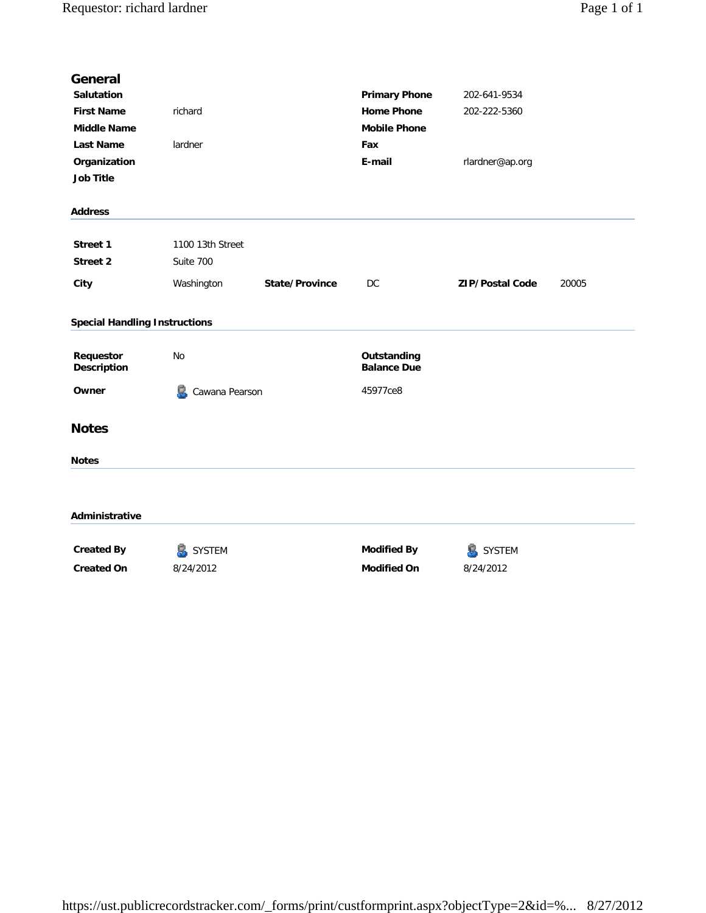## General

| | | | |
|---|---|---|---|
| **Salutation** | | **Primary Phone** | 202-641-9534 |
| **First Name** | richard | **Home Phone** | 202-222-5360 |
| **Middle Name** | | **Mobile Phone** | |
| **Last Name** | lardner | **Fax** | |
| **Organization** | | **E-mail** | rlardner@ap.org |
| **Job Title** | | | |

### Address

| | | | | | |
|---|---|---|---|---|---|
| **Street 1** | 1100 13th Street | | | | |
| **Street 2** | Suite 700 | | | | |
| **City** | Washington | **State/Province** | DC | **ZIP/Postal Code** | 20005 |

### Special Handling Instructions

| | | | |
|---|---|---|---|
| **Requestor Description** | No | **Outstanding Balance Due** | |
| **Owner** | Cawana Pearson | | 45977ce8 |

## Notes

### Notes

### Administrative

| | | | |
|---|---|---|---|
| **Created By** | SYSTEM | **Modified By** | SYSTEM |
| **Created On** | 8/24/2012 | **Modified On** | 8/24/2012 |